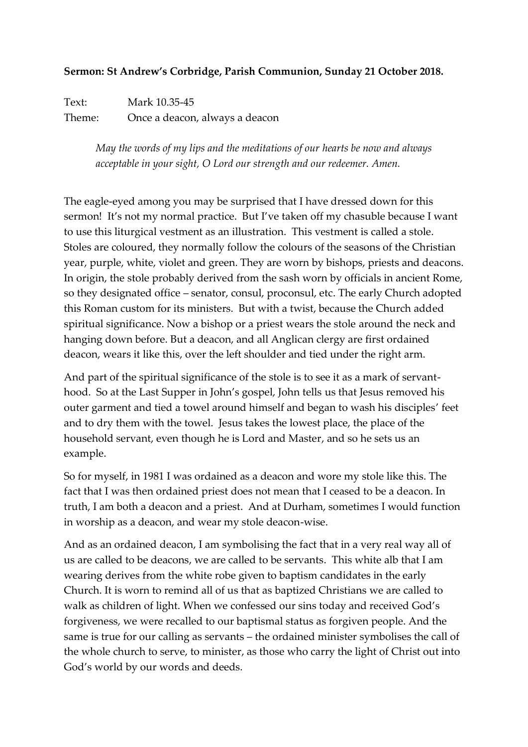**Sermon: St Andrew's Corbridge, Parish Communion, Sunday 21 October 2018.**

Text: Mark 10.35-45

Theme: Once a deacon, always a deacon

> *May the words of my lips and the meditations of our hearts be now and always acceptable in your sight, O Lord our strength and our redeemer. Amen.*

The eagle-eyed among you may be surprised that I have dressed down for this sermon! It's not my normal practice. But I've taken off my chasuble because I want to use this liturgical vestment as an illustration. This vestment is called a stole. Stoles are coloured, they normally follow the colours of the seasons of the Christian year, purple, white, violet and green. They are worn by bishops, priests and deacons. In origin, the stole probably derived from the sash worn by officials in ancient Rome, so they designated office – senator, consul, proconsul, etc. The early Church adopted this Roman custom for its ministers. But with a twist, because the Church added spiritual significance. Now a bishop or a priest wears the stole around the neck and hanging down before. But a deacon, and all Anglican clergy are first ordained deacon, wears it like this, over the left shoulder and tied under the right arm.

And part of the spiritual significance of the stole is to see it as a mark of servant-hood. So at the Last Supper in John's gospel, John tells us that Jesus removed his outer garment and tied a towel around himself and began to wash his disciples' feet and to dry them with the towel. Jesus takes the lowest place, the place of the household servant, even though he is Lord and Master, and so he sets us an example.

So for myself, in 1981 I was ordained as a deacon and wore my stole like this. The fact that I was then ordained priest does not mean that I ceased to be a deacon. In truth, I am both a deacon and a priest. And at Durham, sometimes I would function in worship as a deacon, and wear my stole deacon-wise.

And as an ordained deacon, I am symbolising the fact that in a very real way all of us are called to be deacons, we are called to be servants. This white alb that I am wearing derives from the white robe given to baptism candidates in the early Church. It is worn to remind all of us that as baptized Christians we are called to walk as children of light. When we confessed our sins today and received God's forgiveness, we were recalled to our baptismal status as forgiven people. And the same is true for our calling as servants – the ordained minister symbolises the call of the whole church to serve, to minister, as those who carry the light of Christ out into God's world by our words and deeds.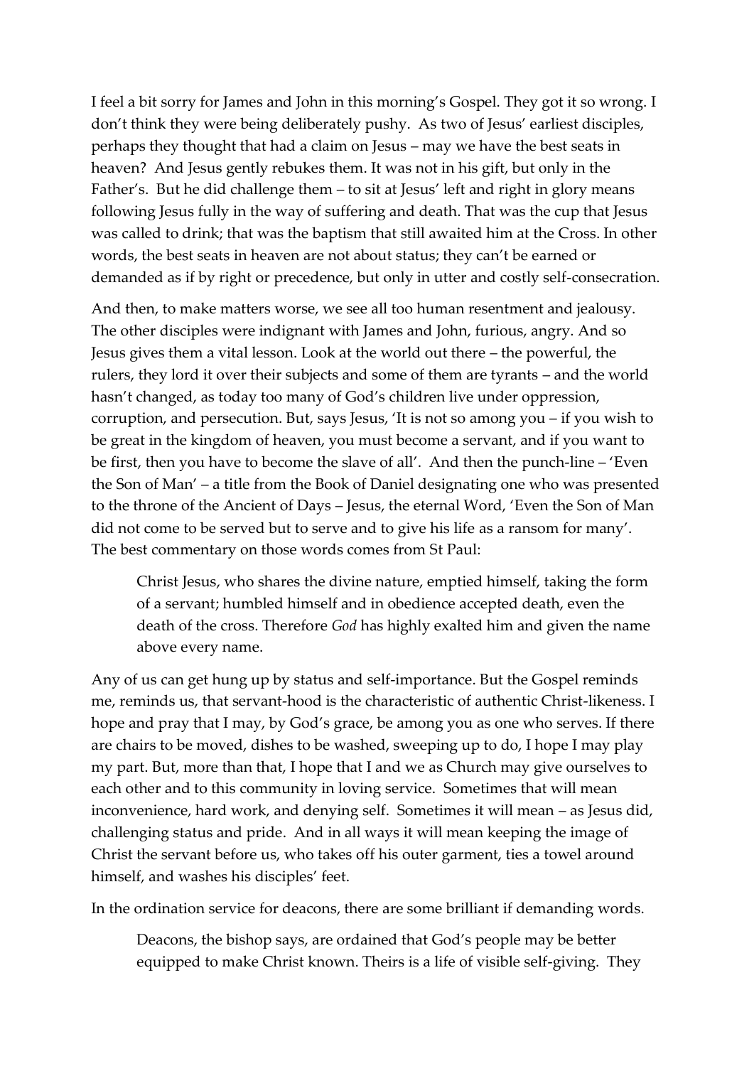I feel a bit sorry for James and John in this morning's Gospel. They got it so wrong. I don't think they were being deliberately pushy. As two of Jesus' earliest disciples, perhaps they thought that had a claim on Jesus – may we have the best seats in heaven? And Jesus gently rebukes them. It was not in his gift, but only in the Father's. But he did challenge them – to sit at Jesus' left and right in glory means following Jesus fully in the way of suffering and death. That was the cup that Jesus was called to drink; that was the baptism that still awaited him at the Cross. In other words, the best seats in heaven are not about status; they can't be earned or demanded as if by right or precedence, but only in utter and costly self-consecration.

And then, to make matters worse, we see all too human resentment and jealousy. The other disciples were indignant with James and John, furious, angry. And so Jesus gives them a vital lesson. Look at the world out there – the powerful, the rulers, they lord it over their subjects and some of them are tyrants – and the world hasn't changed, as today too many of God's children live under oppression, corruption, and persecution. But, says Jesus, 'It is not so among you – if you wish to be great in the kingdom of heaven, you must become a servant, and if you want to be first, then you have to become the slave of all'. And then the punch-line – 'Even the Son of Man' – a title from the Book of Daniel designating one who was presented to the throne of the Ancient of Days – Jesus, the eternal Word, 'Even the Son of Man did not come to be served but to serve and to give his life as a ransom for many'. The best commentary on those words comes from St Paul:

> Christ Jesus, who shares the divine nature, emptied himself, taking the form of a servant; humbled himself and in obedience accepted death, even the death of the cross. Therefore *God* has highly exalted him and given the name above every name.

Any of us can get hung up by status and self-importance. But the Gospel reminds me, reminds us, that servant-hood is the characteristic of authentic Christ-likeness. I hope and pray that I may, by God's grace, be among you as one who serves. If there are chairs to be moved, dishes to be washed, sweeping up to do, I hope I may play my part. But, more than that, I hope that I and we as Church may give ourselves to each other and to this community in loving service. Sometimes that will mean inconvenience, hard work, and denying self. Sometimes it will mean – as Jesus did, challenging status and pride. And in all ways it will mean keeping the image of Christ the servant before us, who takes off his outer garment, ties a towel around himself, and washes his disciples' feet.

In the ordination service for deacons, there are some brilliant if demanding words.

> Deacons, the bishop says, are ordained that God's people may be better equipped to make Christ known. Theirs is a life of visible self-giving. They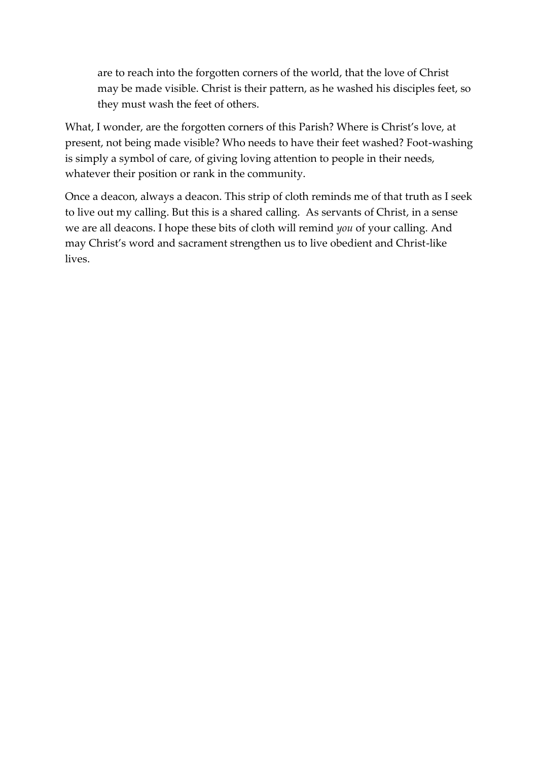> are to reach into the forgotten corners of the world, that the love of Christ may be made visible. Christ is their pattern, as he washed his disciples feet, so they must wash the feet of others.

What, I wonder, are the forgotten corners of this Parish? Where is Christ's love, at present, not being made visible? Who needs to have their feet washed? Foot-washing is simply a symbol of care, of giving loving attention to people in their needs, whatever their position or rank in the community.

Once a deacon, always a deacon. This strip of cloth reminds me of that truth as I seek to live out my calling. But this is a shared calling. As servants of Christ, in a sense we are all deacons. I hope these bits of cloth will remind *you* of your calling. And may Christ's word and sacrament strengthen us to live obedient and Christ-like lives.